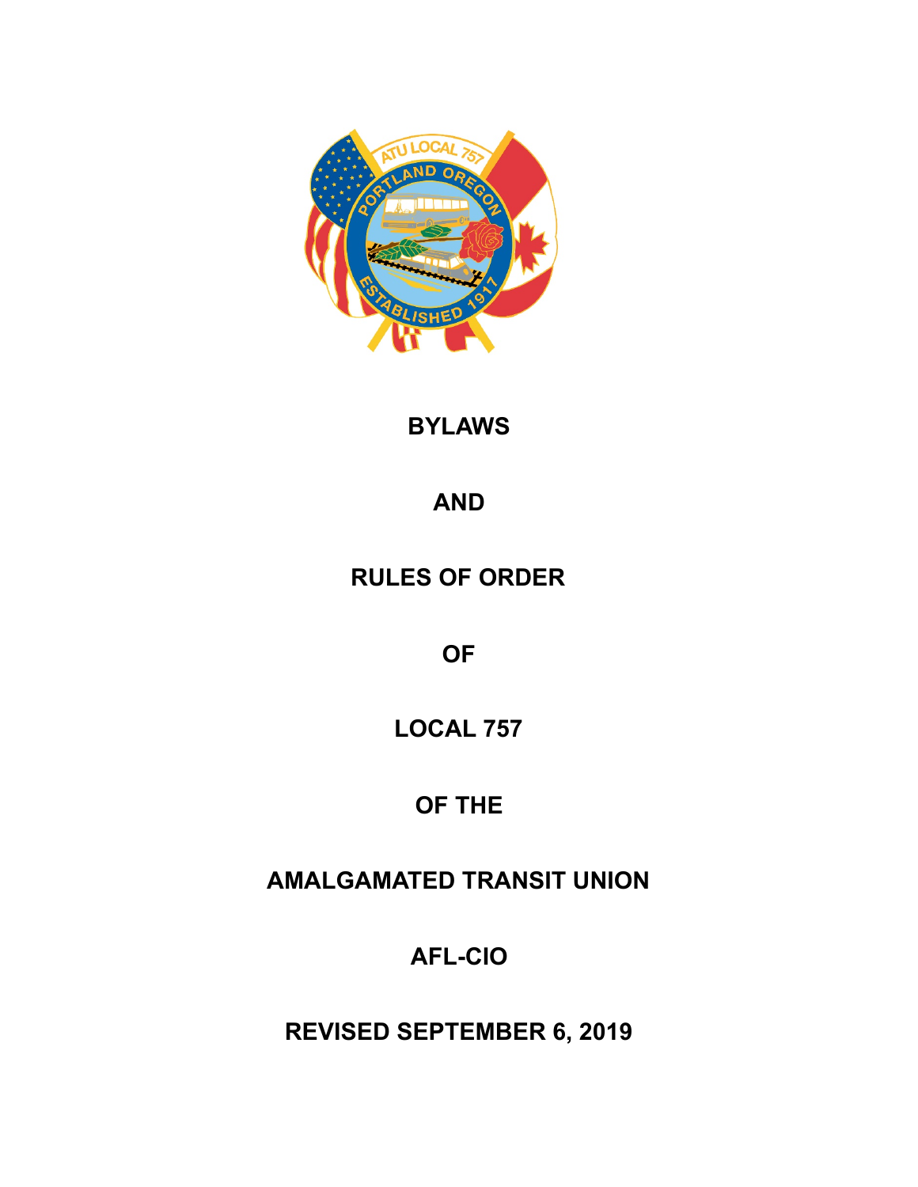# BYLAWS

# AND

# RULES OF ORDER

# OF

# LOCAL 757

# OF THE

# AMALGAMATED TRANSIT UNION

# AFL-CIO

**REVISED SEPTEMBER 6, 2019**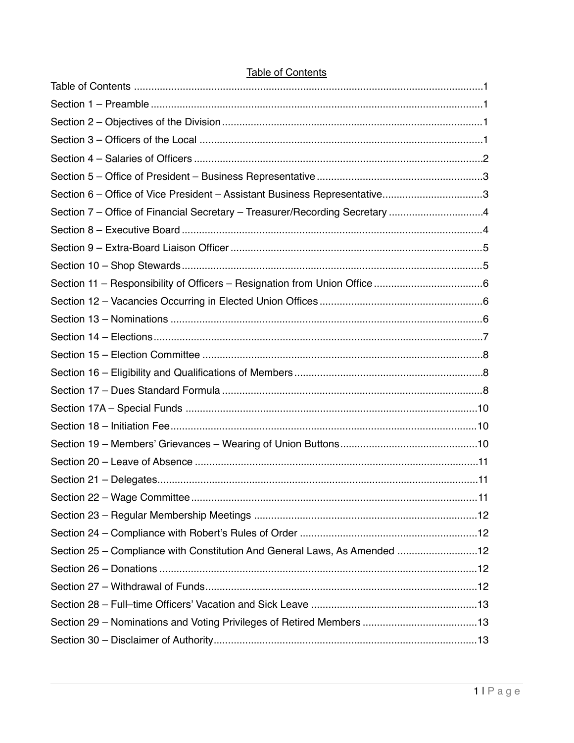# Table of Contents

Table of Contents ..........................................................................................................1
Section 1 – Preamble ......................................................................................................1
Section 2 – Objectives of the Division ............................................................................1
Section 3 – Officers of the Local ....................................................................................1
Section 4 – Salaries of Officers ......................................................................................2
Section 5 – Office of President – Business Representative ............................................3
Section 6 – Office of Vice President – Assistant Business Representative.....................3
Section 7 – Office of Financial Secretary – Treasurer/Recording Secretary ...................4
Section 8 – Executive Board ..........................................................................................4
Section 9 – Extra-Board Liaison Officer .........................................................................5
Section 10 – Shop Stewards ..........................................................................................5
Section 11 – Responsibility of Officers – Resignation from Union Office .......................6
Section 12 – Vacancies Occurring in Elected Union Offices ...........................................6
Section 13 – Nominations ..............................................................................................6
Section 14 – Elections ....................................................................................................7
Section 15 – Election Committee ...................................................................................8
Section 16 – Eligibility and Qualifications of Members ...................................................8
Section 17 – Dues Standard Formula ............................................................................8
Section 17A – Special Funds ........................................................................................10
Section 18 – Initiation Fee .............................................................................................10
Section 19 – Members' Grievances – Wearing of Union Buttons ..................................10
Section 20 – Leave of Absence .....................................................................................11
Section 21 – Delegates ..................................................................................................11
Section 22 – Wage Committee ......................................................................................11
Section 23 – Regular Membership Meetings ................................................................12
Section 24 – Compliance with Robert's Rules of Order ................................................12
Section 25 – Compliance with Constitution And General Laws, As Amended ..............12
Section 26 – Donations .................................................................................................12
Section 27 – Withdrawal of Funds .................................................................................12
Section 28 – Full–time Officers' Vacation and Sick Leave ............................................13
Section 29 – Nominations and Voting Privileges of Retired Members ..........................13
Section 30 – Disclaimer of Authority ..............................................................................13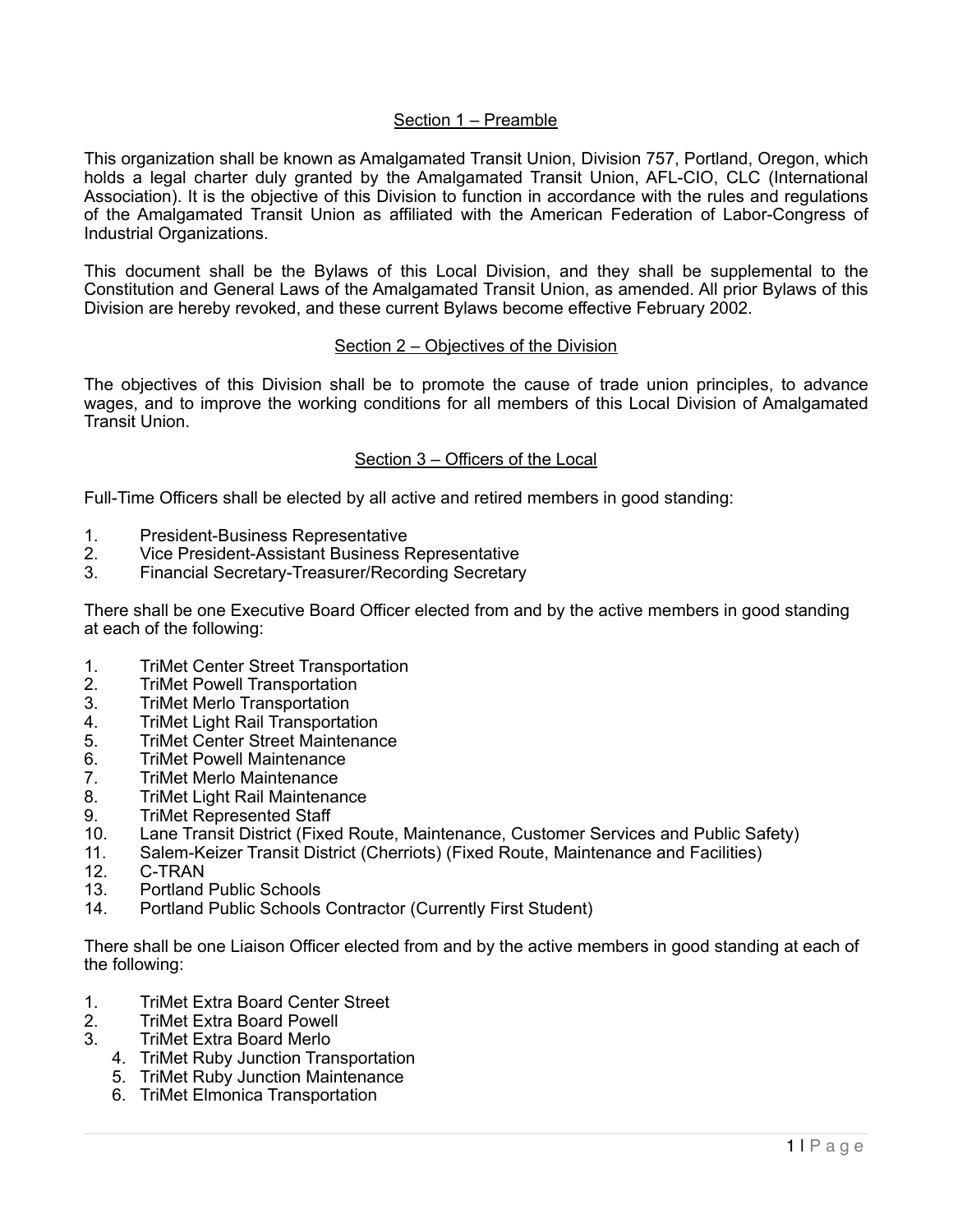## Section 1 – Preamble

This organization shall be known as Amalgamated Transit Union, Division 757, Portland, Oregon, which holds a legal charter duly granted by the Amalgamated Transit Union, AFL-CIO, CLC (International Association). It is the objective of this Division to function in accordance with the rules and regulations of the Amalgamated Transit Union as affiliated with the American Federation of Labor-Congress of Industrial Organizations.

This document shall be the Bylaws of this Local Division, and they shall be supplemental to the Constitution and General Laws of the Amalgamated Transit Union, as amended. All prior Bylaws of this Division are hereby revoked, and these current Bylaws become effective February 2002.

## Section 2 – Objectives of the Division

The objectives of this Division shall be to promote the cause of trade union principles, to advance wages, and to improve the working conditions for all members of this Local Division of Amalgamated Transit Union.

## Section 3 – Officers of the Local

Full-Time Officers shall be elected by all active and retired members in good standing:

1. President-Business Representative
2. Vice President-Assistant Business Representative
3. Financial Secretary-Treasurer/Recording Secretary

There shall be one Executive Board Officer elected from and by the active members in good standing at each of the following:

1. TriMet Center Street Transportation
2. TriMet Powell Transportation
3. TriMet Merlo Transportation
4. TriMet Light Rail Transportation
5. TriMet Center Street Maintenance
6. TriMet Powell Maintenance
7. TriMet Merlo Maintenance
8. TriMet Light Rail Maintenance
9. TriMet Represented Staff
10. Lane Transit District (Fixed Route, Maintenance, Customer Services and Public Safety)
11. Salem-Keizer Transit District (Cherriots) (Fixed Route, Maintenance and Facilities)
12. C-TRAN
13. Portland Public Schools
14. Portland Public Schools Contractor (Currently First Student)

There shall be one Liaison Officer elected from and by the active members in good standing at each of the following:

1. TriMet Extra Board Center Street
2. TriMet Extra Board Powell
3. TriMet Extra Board Merlo
4. TriMet Ruby Junction Transportation
5. TriMet Ruby Junction Maintenance
6. TriMet Elmonica Transportation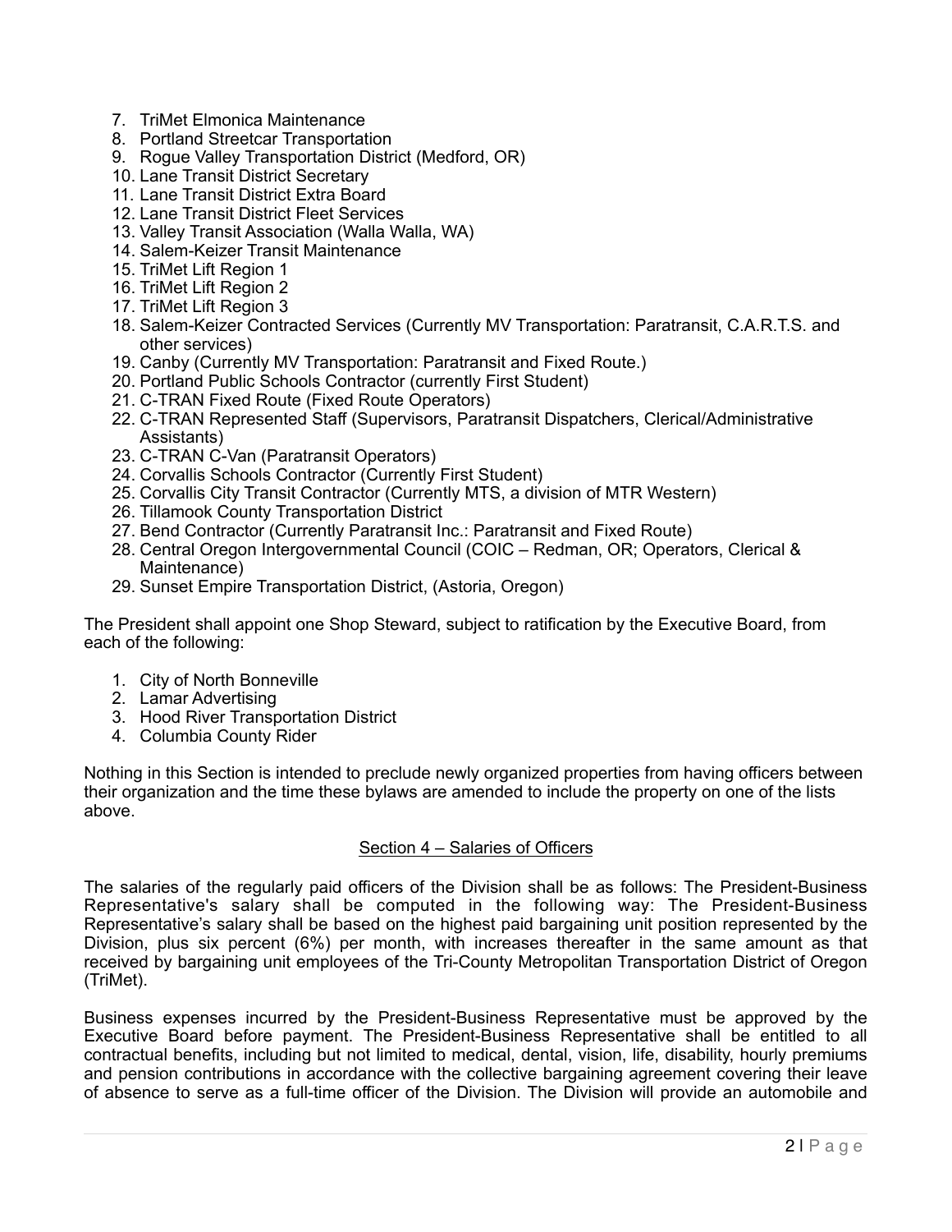7. TriMet Elmonica Maintenance
8. Portland Streetcar Transportation
9. Rogue Valley Transportation District (Medford, OR)
10. Lane Transit District Secretary
11. Lane Transit District Extra Board
12. Lane Transit District Fleet Services
13. Valley Transit Association (Walla Walla, WA)
14. Salem-Keizer Transit Maintenance
15. TriMet Lift Region 1
16. TriMet Lift Region 2
17. TriMet Lift Region 3
18. Salem-Keizer Contracted Services (Currently MV Transportation: Paratransit, C.A.R.T.S. and other services)
19. Canby (Currently MV Transportation: Paratransit and Fixed Route.)
20. Portland Public Schools Contractor (currently First Student)
21. C-TRAN Fixed Route (Fixed Route Operators)
22. C-TRAN Represented Staff (Supervisors, Paratransit Dispatchers, Clerical/Administrative Assistants)
23. C-TRAN C-Van (Paratransit Operators)
24. Corvallis Schools Contractor (Currently First Student)
25. Corvallis City Transit Contractor (Currently MTS, a division of MTR Western)
26. Tillamook County Transportation District
27. Bend Contractor (Currently Paratransit Inc.: Paratransit and Fixed Route)
28. Central Oregon Intergovernmental Council (COIC – Redman, OR; Operators, Clerical & Maintenance)
29. Sunset Empire Transportation District, (Astoria, Oregon)

The President shall appoint one Shop Steward, subject to ratification by the Executive Board, from each of the following:

1. City of North Bonneville
2. Lamar Advertising
3. Hood River Transportation District
4. Columbia County Rider

Nothing in this Section is intended to preclude newly organized properties from having officers between their organization and the time these bylaws are amended to include the property on one of the lists above.

## Section 4 – Salaries of Officers

The salaries of the regularly paid officers of the Division shall be as follows: The President-Business Representative's salary shall be computed in the following way: The President-Business Representative's salary shall be based on the highest paid bargaining unit position represented by the Division, plus six percent (6%) per month, with increases thereafter in the same amount as that received by bargaining unit employees of the Tri-County Metropolitan Transportation District of Oregon (TriMet).

Business expenses incurred by the President-Business Representative must be approved by the Executive Board before payment. The President-Business Representative shall be entitled to all contractual benefits, including but not limited to medical, dental, vision, life, disability, hourly premiums and pension contributions in accordance with the collective bargaining agreement covering their leave of absence to serve as a full-time officer of the Division. The Division will provide an automobile and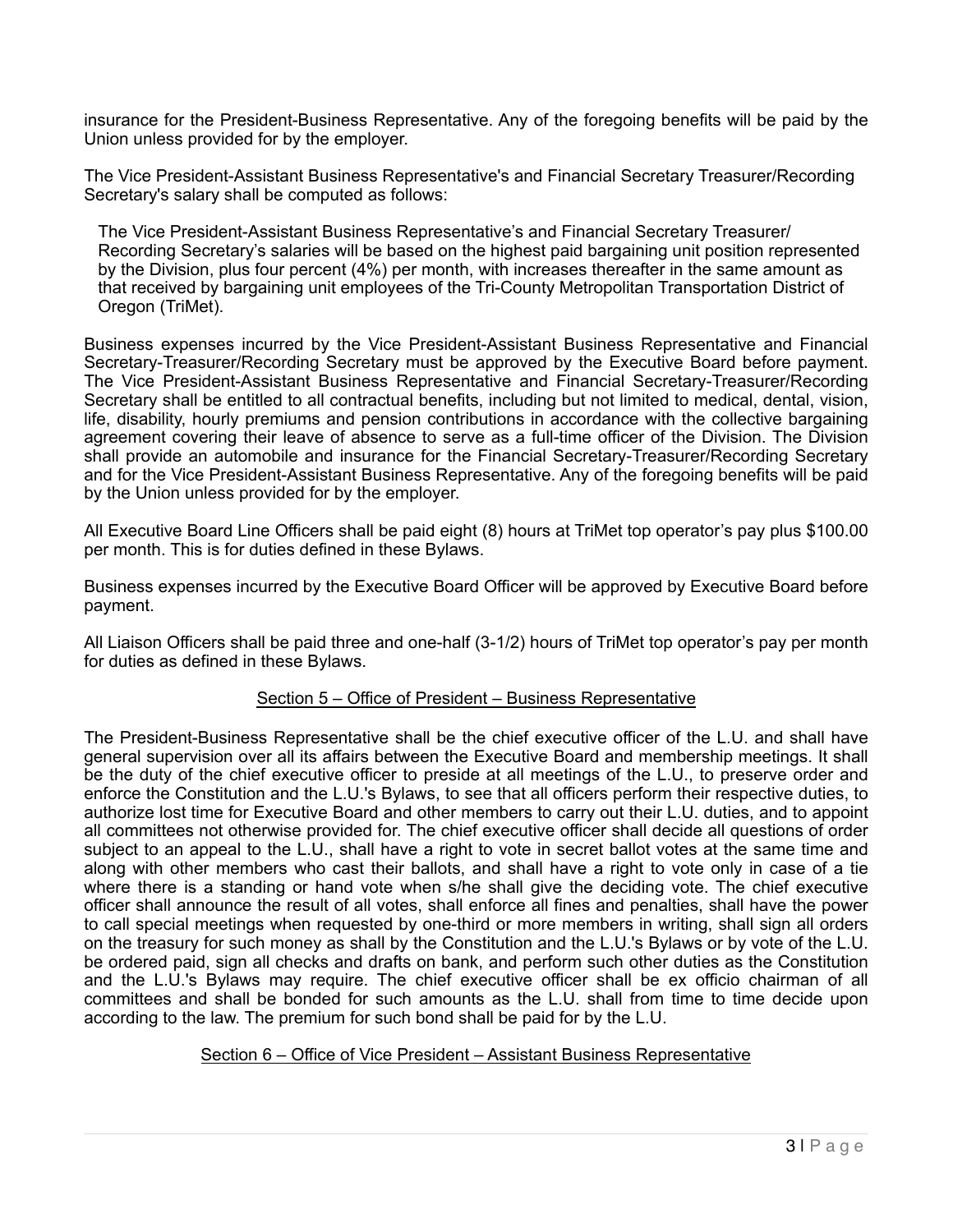insurance for the President-Business Representative. Any of the foregoing benefits will be paid by the Union unless provided for by the employer.

The Vice President-Assistant Business Representative's and Financial Secretary Treasurer/Recording Secretary's salary shall be computed as follows:

> The Vice President-Assistant Business Representative's and Financial Secretary Treasurer/Recording Secretary's salaries will be based on the highest paid bargaining unit position represented by the Division, plus four percent (4%) per month, with increases thereafter in the same amount as that received by bargaining unit employees of the Tri-County Metropolitan Transportation District of Oregon (TriMet).

Business expenses incurred by the Vice President-Assistant Business Representative and Financial Secretary-Treasurer/Recording Secretary must be approved by the Executive Board before payment. The Vice President-Assistant Business Representative and Financial Secretary-Treasurer/Recording Secretary shall be entitled to all contractual benefits, including but not limited to medical, dental, vision, life, disability, hourly premiums and pension contributions in accordance with the collective bargaining agreement covering their leave of absence to serve as a full-time officer of the Division. The Division shall provide an automobile and insurance for the Financial Secretary-Treasurer/Recording Secretary and for the Vice President-Assistant Business Representative. Any of the foregoing benefits will be paid by the Union unless provided for by the employer.

All Executive Board Line Officers shall be paid eight (8) hours at TriMet top operator's pay plus $100.00 per month. This is for duties defined in these Bylaws.

Business expenses incurred by the Executive Board Officer will be approved by Executive Board before payment.

All Liaison Officers shall be paid three and one-half (3-1/2) hours of TriMet top operator's pay per month for duties as defined in these Bylaws.

## Section 5 – Office of President – Business Representative

The President-Business Representative shall be the chief executive officer of the L.U. and shall have general supervision over all its affairs between the Executive Board and membership meetings. It shall be the duty of the chief executive officer to preside at all meetings of the L.U., to preserve order and enforce the Constitution and the L.U.'s Bylaws, to see that all officers perform their respective duties, to authorize lost time for Executive Board and other members to carry out their L.U. duties, and to appoint all committees not otherwise provided for. The chief executive officer shall decide all questions of order subject to an appeal to the L.U., shall have a right to vote in secret ballot votes at the same time and along with other members who cast their ballots, and shall have a right to vote only in case of a tie where there is a standing or hand vote when s/he shall give the deciding vote. The chief executive officer shall announce the result of all votes, shall enforce all fines and penalties, shall have the power to call special meetings when requested by one-third or more members in writing, shall sign all orders on the treasury for such money as shall by the Constitution and the L.U.'s Bylaws or by vote of the L.U. be ordered paid, sign all checks and drafts on bank, and perform such other duties as the Constitution and the L.U.'s Bylaws may require. The chief executive officer shall be ex officio chairman of all committees and shall be bonded for such amounts as the L.U. shall from time to time decide upon according to the law. The premium for such bond shall be paid for by the L.U.

## Section 6 – Office of Vice President – Assistant Business Representative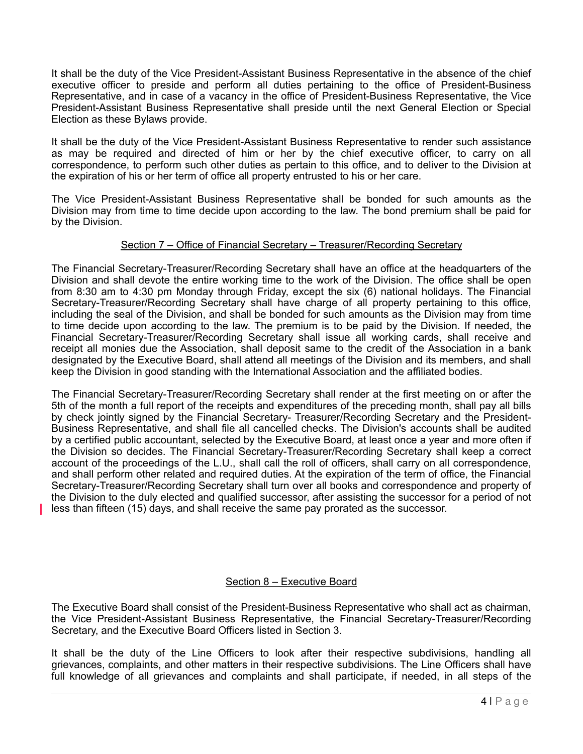It shall be the duty of the Vice President-Assistant Business Representative in the absence of the chief executive officer to preside and perform all duties pertaining to the office of President-Business Representative, and in case of a vacancy in the office of President-Business Representative, the Vice President-Assistant Business Representative shall preside until the next General Election or Special Election as these Bylaws provide.

It shall be the duty of the Vice President-Assistant Business Representative to render such assistance as may be required and directed of him or her by the chief executive officer, to carry on all correspondence, to perform such other duties as pertain to this office, and to deliver to the Division at the expiration of his or her term of office all property entrusted to his or her care.

The Vice President-Assistant Business Representative shall be bonded for such amounts as the Division may from time to time decide upon according to the law. The bond premium shall be paid for by the Division.

### Section 7 – Office of Financial Secretary – Treasurer/Recording Secretary

The Financial Secretary-Treasurer/Recording Secretary shall have an office at the headquarters of the Division and shall devote the entire working time to the work of the Division. The office shall be open from 8:30 am to 4:30 pm Monday through Friday, except the six (6) national holidays. The Financial Secretary-Treasurer/Recording Secretary shall have charge of all property pertaining to this office, including the seal of the Division, and shall be bonded for such amounts as the Division may from time to time decide upon according to the law. The premium is to be paid by the Division. If needed, the Financial Secretary-Treasurer/Recording Secretary shall issue all working cards, shall receive and receipt all monies due the Association, shall deposit same to the credit of the Association in a bank designated by the Executive Board, shall attend all meetings of the Division and its members, and shall keep the Division in good standing with the International Association and the affiliated bodies.

The Financial Secretary-Treasurer/Recording Secretary shall render at the first meeting on or after the 5th of the month a full report of the receipts and expenditures of the preceding month, shall pay all bills by check jointly signed by the Financial Secretary- Treasurer/Recording Secretary and the President-Business Representative, and shall file all cancelled checks. The Division's accounts shall be audited by a certified public accountant, selected by the Executive Board, at least once a year and more often if the Division so decides. The Financial Secretary-Treasurer/Recording Secretary shall keep a correct account of the proceedings of the L.U., shall call the roll of officers, shall carry on all correspondence, and shall perform other related and required duties. At the expiration of the term of office, the Financial Secretary-Treasurer/Recording Secretary shall turn over all books and correspondence and property of the Division to the duly elected and qualified successor, after assisting the successor for a period of not less than fifteen (15) days, and shall receive the same pay prorated as the successor.

### Section 8 – Executive Board

The Executive Board shall consist of the President-Business Representative who shall act as chairman, the Vice President-Assistant Business Representative, the Financial Secretary-Treasurer/Recording Secretary, and the Executive Board Officers listed in Section 3.

It shall be the duty of the Line Officers to look after their respective subdivisions, handling all grievances, complaints, and other matters in their respective subdivisions. The Line Officers shall have full knowledge of all grievances and complaints and shall participate, if needed, in all steps of the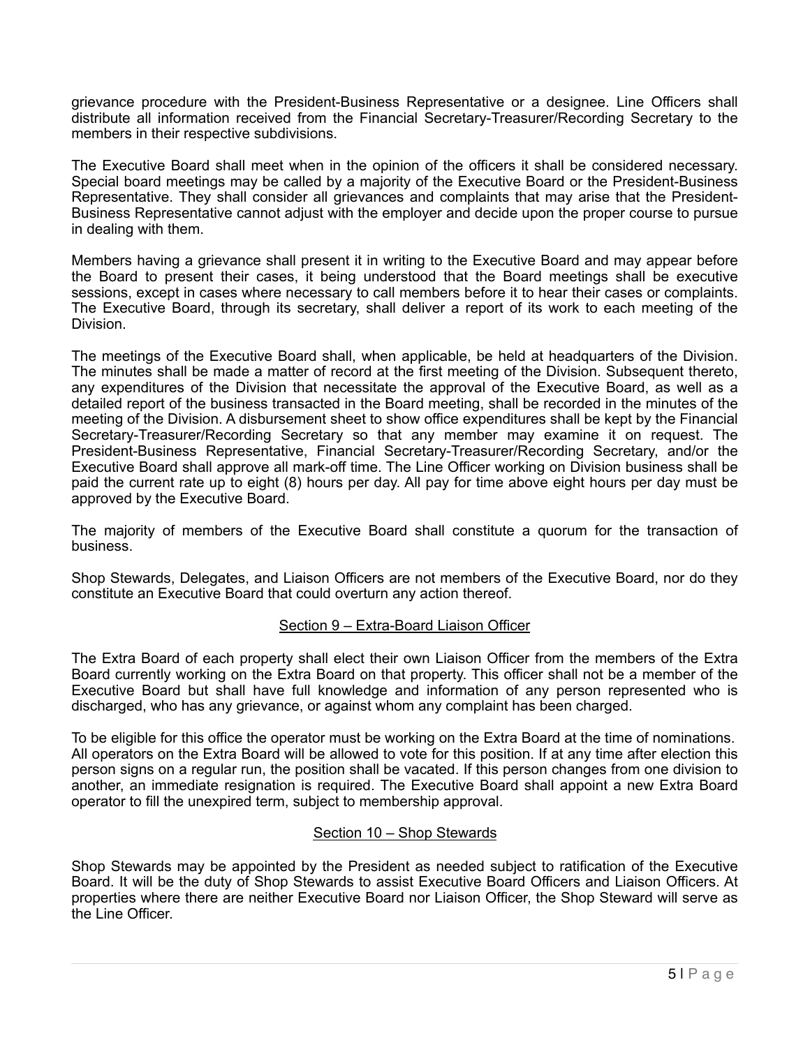grievance procedure with the President-Business Representative or a designee. Line Officers shall distribute all information received from the Financial Secretary-Treasurer/Recording Secretary to the members in their respective subdivisions.

The Executive Board shall meet when in the opinion of the officers it shall be considered necessary. Special board meetings may be called by a majority of the Executive Board or the President-Business Representative. They shall consider all grievances and complaints that may arise that the President-Business Representative cannot adjust with the employer and decide upon the proper course to pursue in dealing with them.

Members having a grievance shall present it in writing to the Executive Board and may appear before the Board to present their cases, it being understood that the Board meetings shall be executive sessions, except in cases where necessary to call members before it to hear their cases or complaints. The Executive Board, through its secretary, shall deliver a report of its work to each meeting of the Division.

The meetings of the Executive Board shall, when applicable, be held at headquarters of the Division. The minutes shall be made a matter of record at the first meeting of the Division. Subsequent thereto, any expenditures of the Division that necessitate the approval of the Executive Board, as well as a detailed report of the business transacted in the Board meeting, shall be recorded in the minutes of the meeting of the Division. A disbursement sheet to show office expenditures shall be kept by the Financial Secretary-Treasurer/Recording Secretary so that any member may examine it on request. The President-Business Representative, Financial Secretary-Treasurer/Recording Secretary, and/or the Executive Board shall approve all mark-off time. The Line Officer working on Division business shall be paid the current rate up to eight (8) hours per day. All pay for time above eight hours per day must be approved by the Executive Board.

The majority of members of the Executive Board shall constitute a quorum for the transaction of business.

Shop Stewards, Delegates, and Liaison Officers are not members of the Executive Board, nor do they constitute an Executive Board that could overturn any action thereof.

## Section 9 – Extra-Board Liaison Officer

The Extra Board of each property shall elect their own Liaison Officer from the members of the Extra Board currently working on the Extra Board on that property. This officer shall not be a member of the Executive Board but shall have full knowledge and information of any person represented who is discharged, who has any grievance, or against whom any complaint has been charged.

To be eligible for this office the operator must be working on the Extra Board at the time of nominations. All operators on the Extra Board will be allowed to vote for this position. If at any time after election this person signs on a regular run, the position shall be vacated. If this person changes from one division to another, an immediate resignation is required. The Executive Board shall appoint a new Extra Board operator to fill the unexpired term, subject to membership approval.

## Section 10 – Shop Stewards

Shop Stewards may be appointed by the President as needed subject to ratification of the Executive Board. It will be the duty of Shop Stewards to assist Executive Board Officers and Liaison Officers. At properties where there are neither Executive Board nor Liaison Officer, the Shop Steward will serve as the Line Officer.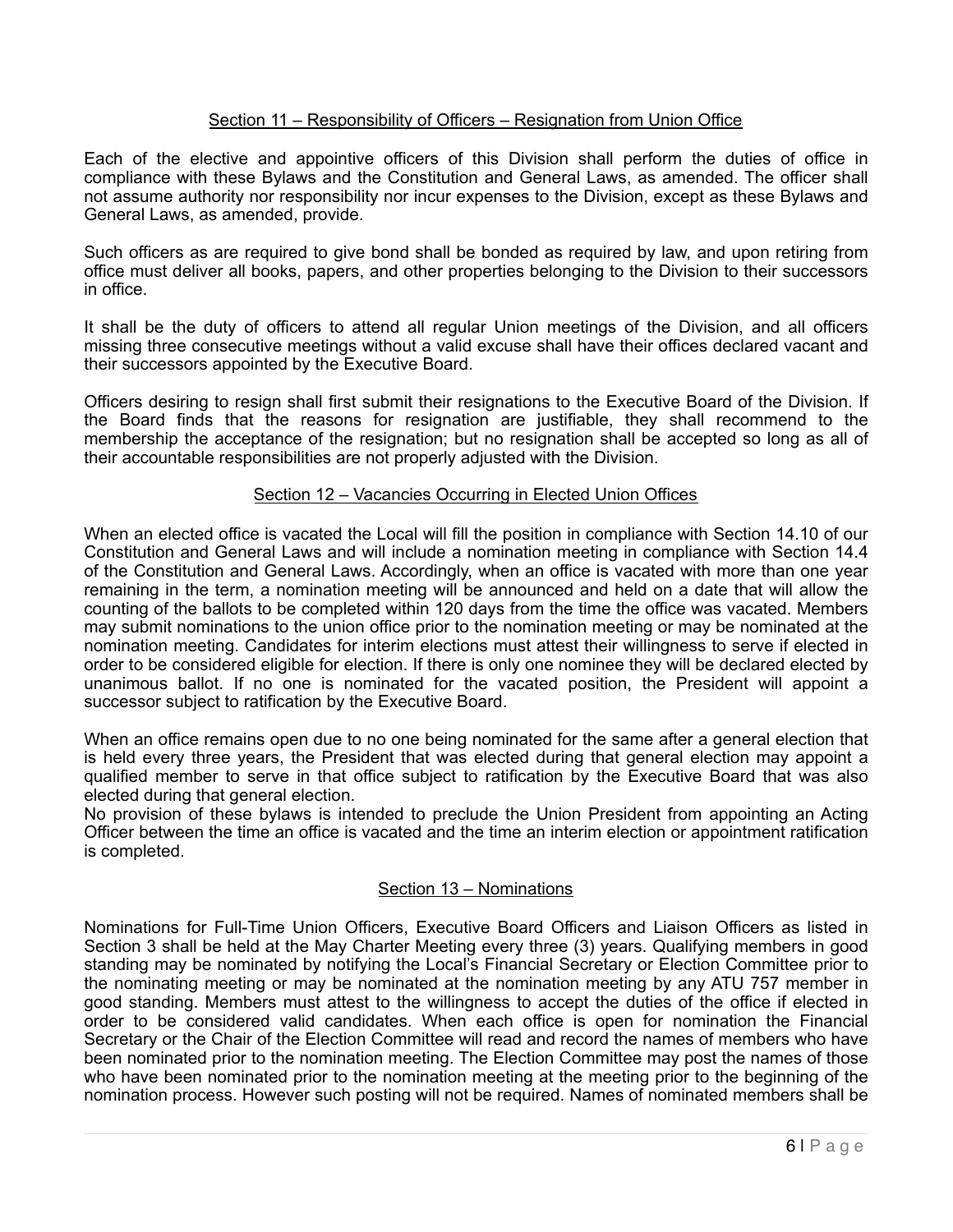## Section 11 – Responsibility of Officers – Resignation from Union Office

Each of the elective and appointive officers of this Division shall perform the duties of office in compliance with these Bylaws and the Constitution and General Laws, as amended. The officer shall not assume authority nor responsibility nor incur expenses to the Division, except as these Bylaws and General Laws, as amended, provide.

Such officers as are required to give bond shall be bonded as required by law, and upon retiring from office must deliver all books, papers, and other properties belonging to the Division to their successors in office.

It shall be the duty of officers to attend all regular Union meetings of the Division, and all officers missing three consecutive meetings without a valid excuse shall have their offices declared vacant and their successors appointed by the Executive Board.

Officers desiring to resign shall first submit their resignations to the Executive Board of the Division. If the Board finds that the reasons for resignation are justifiable, they shall recommend to the membership the acceptance of the resignation; but no resignation shall be accepted so long as all of their accountable responsibilities are not properly adjusted with the Division.

## Section 12 – Vacancies Occurring in Elected Union Offices

When an elected office is vacated the Local will fill the position in compliance with Section 14.10 of our Constitution and General Laws and will include a nomination meeting in compliance with Section 14.4 of the Constitution and General Laws. Accordingly, when an office is vacated with more than one year remaining in the term, a nomination meeting will be announced and held on a date that will allow the counting of the ballots to be completed within 120 days from the time the office was vacated. Members may submit nominations to the union office prior to the nomination meeting or may be nominated at the nomination meeting. Candidates for interim elections must attest their willingness to serve if elected in order to be considered eligible for election. If there is only one nominee they will be declared elected by unanimous ballot. If no one is nominated for the vacated position, the President will appoint a successor subject to ratification by the Executive Board.

When an office remains open due to no one being nominated for the same after a general election that is held every three years, the President that was elected during that general election may appoint a qualified member to serve in that office subject to ratification by the Executive Board that was also elected during that general election.

No provision of these bylaws is intended to preclude the Union President from appointing an Acting Officer between the time an office is vacated and the time an interim election or appointment ratification is completed.

## Section 13 – Nominations

Nominations for Full-Time Union Officers, Executive Board Officers and Liaison Officers as listed in Section 3 shall be held at the May Charter Meeting every three (3) years. Qualifying members in good standing may be nominated by notifying the Local's Financial Secretary or Election Committee prior to the nominating meeting or may be nominated at the nomination meeting by any ATU 757 member in good standing. Members must attest to the willingness to accept the duties of the office if elected in order to be considered valid candidates. When each office is open for nomination the Financial Secretary or the Chair of the Election Committee will read and record the names of members who have been nominated prior to the nomination meeting. The Election Committee may post the names of those who have been nominated prior to the nomination meeting at the meeting prior to the beginning of the nomination process. However such posting will not be required. Names of nominated members shall be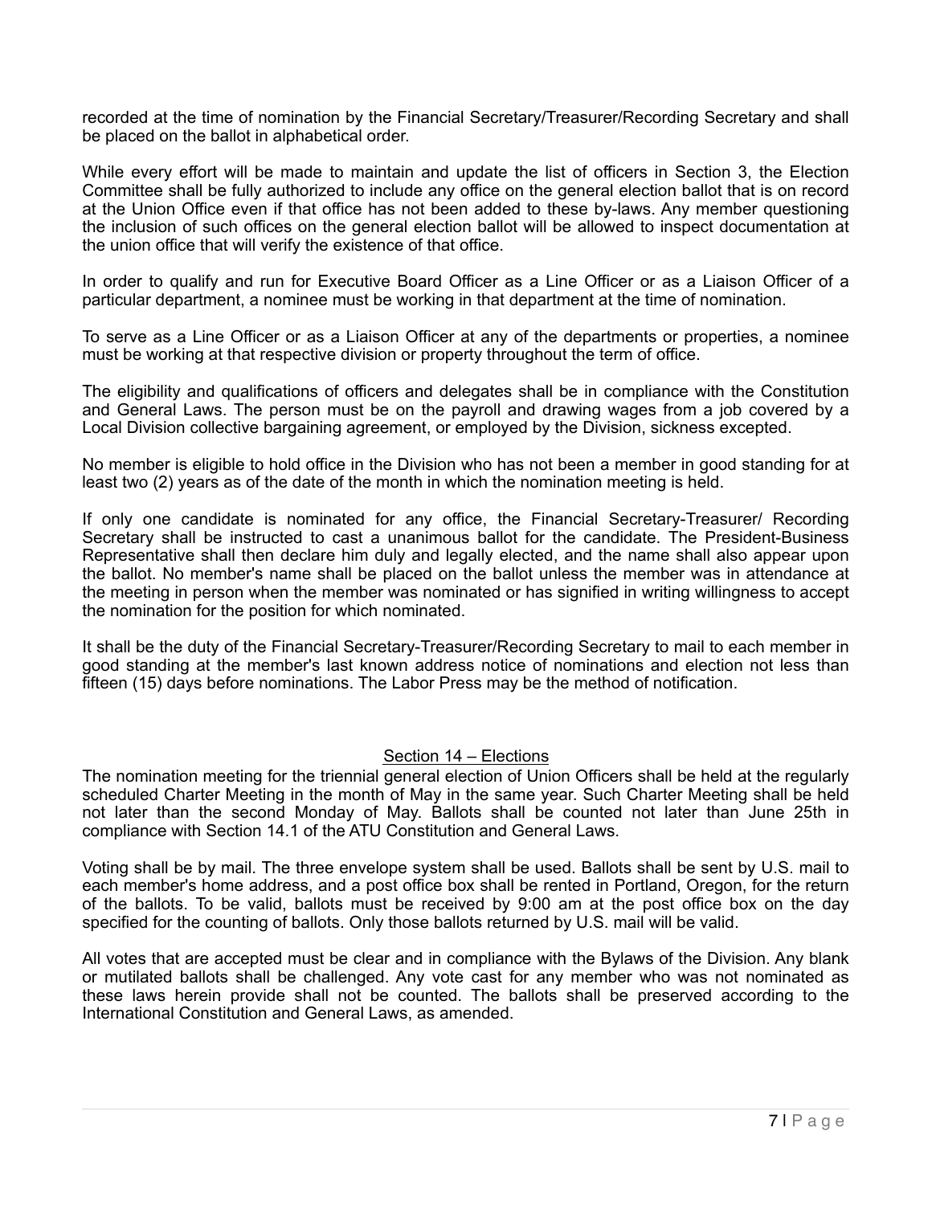recorded at the time of nomination by the Financial Secretary/Treasurer/Recording Secretary and shall be placed on the ballot in alphabetical order.

While every effort will be made to maintain and update the list of officers in Section 3, the Election Committee shall be fully authorized to include any office on the general election ballot that is on record at the Union Office even if that office has not been added to these by-laws. Any member questioning the inclusion of such offices on the general election ballot will be allowed to inspect documentation at the union office that will verify the existence of that office.

In order to qualify and run for Executive Board Officer as a Line Officer or as a Liaison Officer of a particular department, a nominee must be working in that department at the time of nomination.

To serve as a Line Officer or as a Liaison Officer at any of the departments or properties, a nominee must be working at that respective division or property throughout the term of office.

The eligibility and qualifications of officers and delegates shall be in compliance with the Constitution and General Laws. The person must be on the payroll and drawing wages from a job covered by a Local Division collective bargaining agreement, or employed by the Division, sickness excepted.

No member is eligible to hold office in the Division who has not been a member in good standing for at least two (2) years as of the date of the month in which the nomination meeting is held.

If only one candidate is nominated for any office, the Financial Secretary-Treasurer/ Recording Secretary shall be instructed to cast a unanimous ballot for the candidate. The President-Business Representative shall then declare him duly and legally elected, and the name shall also appear upon the ballot. No member's name shall be placed on the ballot unless the member was in attendance at the meeting in person when the member was nominated or has signified in writing willingness to accept the nomination for the position for which nominated.

It shall be the duty of the Financial Secretary-Treasurer/Recording Secretary to mail to each member in good standing at the member's last known address notice of nominations and election not less than fifteen (15) days before nominations. The Labor Press may be the method of notification.

## Section 14 – Elections

The nomination meeting for the triennial general election of Union Officers shall be held at the regularly scheduled Charter Meeting in the month of May in the same year. Such Charter Meeting shall be held not later than the second Monday of May. Ballots shall be counted not later than June 25th in compliance with Section 14.1 of the ATU Constitution and General Laws.

Voting shall be by mail. The three envelope system shall be used. Ballots shall be sent by U.S. mail to each member's home address, and a post office box shall be rented in Portland, Oregon, for the return of the ballots. To be valid, ballots must be received by 9:00 am at the post office box on the day specified for the counting of ballots. Only those ballots returned by U.S. mail will be valid.

All votes that are accepted must be clear and in compliance with the Bylaws of the Division. Any blank or mutilated ballots shall be challenged. Any vote cast for any member who was not nominated as these laws herein provide shall not be counted. The ballots shall be preserved according to the International Constitution and General Laws, as amended.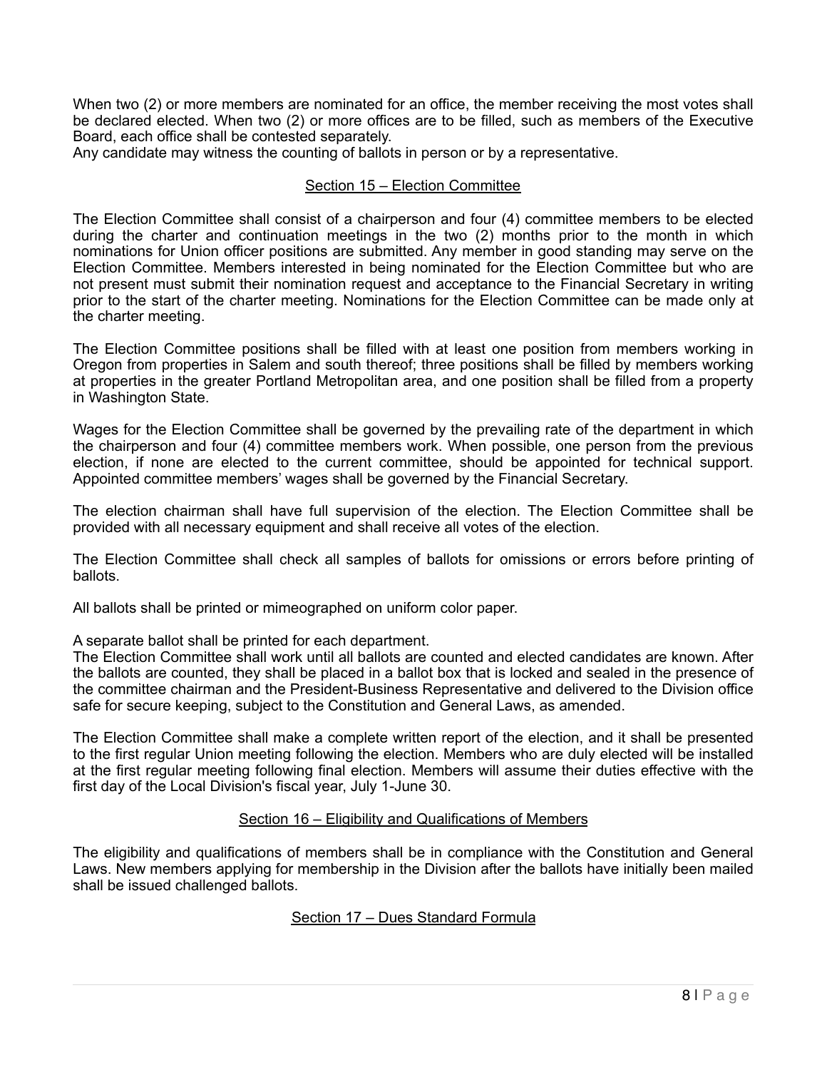When two (2) or more members are nominated for an office, the member receiving the most votes shall be declared elected. When two (2) or more offices are to be filled, such as members of the Executive Board, each office shall be contested separately.
Any candidate may witness the counting of ballots in person or by a representative.

## Section 15 – Election Committee

The Election Committee shall consist of a chairperson and four (4) committee members to be elected during the charter and continuation meetings in the two (2) months prior to the month in which nominations for Union officer positions are submitted. Any member in good standing may serve on the Election Committee. Members interested in being nominated for the Election Committee but who are not present must submit their nomination request and acceptance to the Financial Secretary in writing prior to the start of the charter meeting. Nominations for the Election Committee can be made only at the charter meeting.

The Election Committee positions shall be filled with at least one position from members working in Oregon from properties in Salem and south thereof; three positions shall be filled by members working at properties in the greater Portland Metropolitan area, and one position shall be filled from a property in Washington State.

Wages for the Election Committee shall be governed by the prevailing rate of the department in which the chairperson and four (4) committee members work. When possible, one person from the previous election, if none are elected to the current committee, should be appointed for technical support. Appointed committee members' wages shall be governed by the Financial Secretary.

The election chairman shall have full supervision of the election. The Election Committee shall be provided with all necessary equipment and shall receive all votes of the election.

The Election Committee shall check all samples of ballots for omissions or errors before printing of ballots.

All ballots shall be printed or mimeographed on uniform color paper.

A separate ballot shall be printed for each department.
The Election Committee shall work until all ballots are counted and elected candidates are known. After the ballots are counted, they shall be placed in a ballot box that is locked and sealed in the presence of the committee chairman and the President-Business Representative and delivered to the Division office safe for secure keeping, subject to the Constitution and General Laws, as amended.

The Election Committee shall make a complete written report of the election, and it shall be presented to the first regular Union meeting following the election. Members who are duly elected will be installed at the first regular meeting following final election. Members will assume their duties effective with the first day of the Local Division's fiscal year, July 1-June 30.

## Section 16 – Eligibility and Qualifications of Members

The eligibility and qualifications of members shall be in compliance with the Constitution and General Laws. New members applying for membership in the Division after the ballots have initially been mailed shall be issued challenged ballots.

## Section 17 – Dues Standard Formula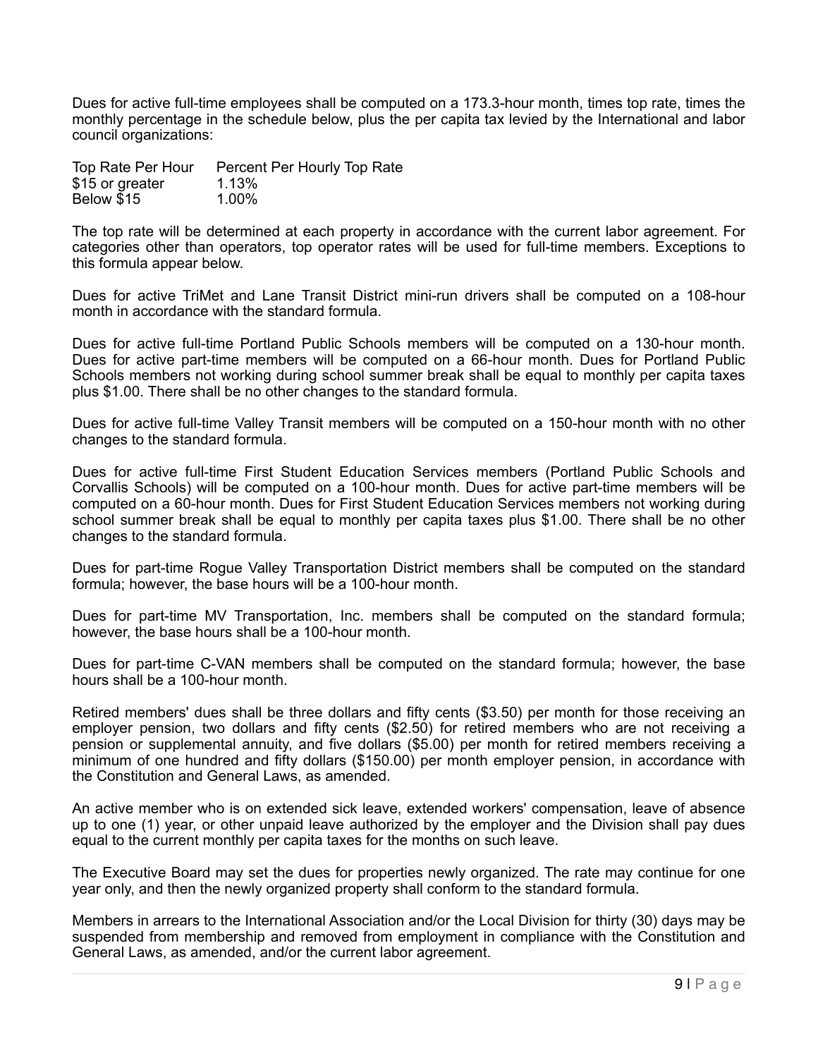Dues for active full-time employees shall be computed on a 173.3-hour month, times top rate, times the monthly percentage in the schedule below, plus the per capita tax levied by the International and labor council organizations:

| Top Rate Per Hour | Percent Per Hourly Top Rate |
| --- | --- |
| $15 or greater | 1.13% |
| Below $15 | 1.00% |

The top rate will be determined at each property in accordance with the current labor agreement. For categories other than operators, top operator rates will be used for full-time members. Exceptions to this formula appear below.

Dues for active TriMet and Lane Transit District mini-run drivers shall be computed on a 108-hour month in accordance with the standard formula.

Dues for active full-time Portland Public Schools members will be computed on a 130-hour month. Dues for active part-time members will be computed on a 66-hour month. Dues for Portland Public Schools members not working during school summer break shall be equal to monthly per capita taxes plus $1.00. There shall be no other changes to the standard formula.

Dues for active full-time Valley Transit members will be computed on a 150-hour month with no other changes to the standard formula.

Dues for active full-time First Student Education Services members (Portland Public Schools and Corvallis Schools) will be computed on a 100-hour month. Dues for active part-time members will be computed on a 60-hour month. Dues for First Student Education Services members not working during school summer break shall be equal to monthly per capita taxes plus $1.00. There shall be no other changes to the standard formula.

Dues for part-time Rogue Valley Transportation District members shall be computed on the standard formula; however, the base hours will be a 100-hour month.

Dues for part-time MV Transportation, Inc. members shall be computed on the standard formula; however, the base hours shall be a 100-hour month.

Dues for part-time C-VAN members shall be computed on the standard formula; however, the base hours shall be a 100-hour month.

Retired members' dues shall be three dollars and fifty cents ($3.50) per month for those receiving an employer pension, two dollars and fifty cents ($2.50) for retired members who are not receiving a pension or supplemental annuity, and five dollars ($5.00) per month for retired members receiving a minimum of one hundred and fifty dollars ($150.00) per month employer pension, in accordance with the Constitution and General Laws, as amended.

An active member who is on extended sick leave, extended workers' compensation, leave of absence up to one (1) year, or other unpaid leave authorized by the employer and the Division shall pay dues equal to the current monthly per capita taxes for the months on such leave.

The Executive Board may set the dues for properties newly organized. The rate may continue for one year only, and then the newly organized property shall conform to the standard formula.

Members in arrears to the International Association and/or the Local Division for thirty (30) days may be suspended from membership and removed from employment in compliance with the Constitution and General Laws, as amended, and/or the current labor agreement.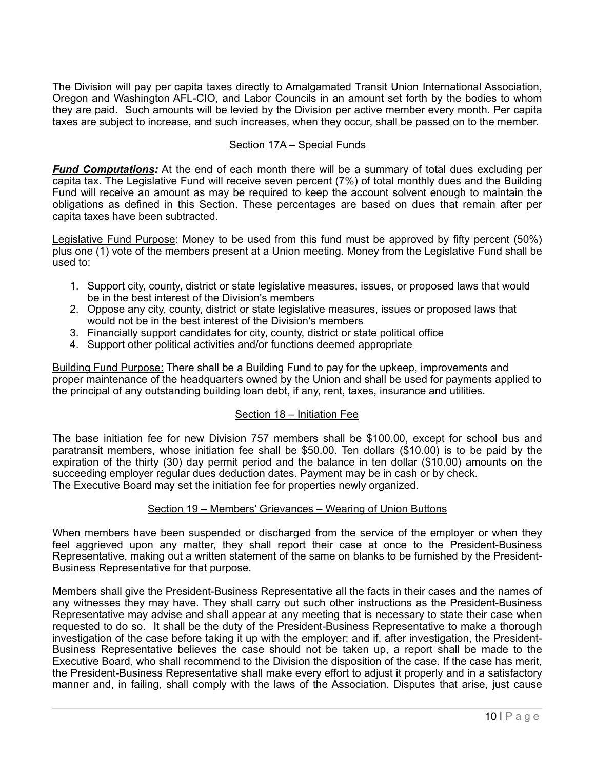The Division will pay per capita taxes directly to Amalgamated Transit Union International Association, Oregon and Washington AFL-CIO, and Labor Councils in an amount set forth by the bodies to whom they are paid. Such amounts will be levied by the Division per active member every month. Per capita taxes are subject to increase, and such increases, when they occur, shall be passed on to the member.

## Section 17A – Special Funds

***Fund Computations:*** At the end of each month there will be a summary of total dues excluding per capita tax. The Legislative Fund will receive seven percent (7%) of total monthly dues and the Building Fund will receive an amount as may be required to keep the account solvent enough to maintain the obligations as defined in this Section. These percentages are based on dues that remain after per capita taxes have been subtracted.

Legislative Fund Purpose: Money to be used from this fund must be approved by fifty percent (50%) plus one (1) vote of the members present at a Union meeting. Money from the Legislative Fund shall be used to:

1. Support city, county, district or state legislative measures, issues, or proposed laws that would be in the best interest of the Division's members
2. Oppose any city, county, district or state legislative measures, issues or proposed laws that would not be in the best interest of the Division's members
3. Financially support candidates for city, county, district or state political office
4. Support other political activities and/or functions deemed appropriate

Building Fund Purpose: There shall be a Building Fund to pay for the upkeep, improvements and proper maintenance of the headquarters owned by the Union and shall be used for payments applied to the principal of any outstanding building loan debt, if any, rent, taxes, insurance and utilities.

## Section 18 – Initiation Fee

The base initiation fee for new Division 757 members shall be $100.00, except for school bus and paratransit members, whose initiation fee shall be $50.00. Ten dollars ($10.00) is to be paid by the expiration of the thirty (30) day permit period and the balance in ten dollar ($10.00) amounts on the succeeding employer regular dues deduction dates. Payment may be in cash or by check.
The Executive Board may set the initiation fee for properties newly organized.

## Section 19 – Members' Grievances – Wearing of Union Buttons

When members have been suspended or discharged from the service of the employer or when they feel aggrieved upon any matter, they shall report their case at once to the President-Business Representative, making out a written statement of the same on blanks to be furnished by the President-Business Representative for that purpose.

Members shall give the President-Business Representative all the facts in their cases and the names of any witnesses they may have. They shall carry out such other instructions as the President-Business Representative may advise and shall appear at any meeting that is necessary to state their case when requested to do so. It shall be the duty of the President-Business Representative to make a thorough investigation of the case before taking it up with the employer; and if, after investigation, the President-Business Representative believes the case should not be taken up, a report shall be made to the Executive Board, who shall recommend to the Division the disposition of the case. If the case has merit, the President-Business Representative shall make every effort to adjust it properly and in a satisfactory manner and, in failing, shall comply with the laws of the Association. Disputes that arise, just cause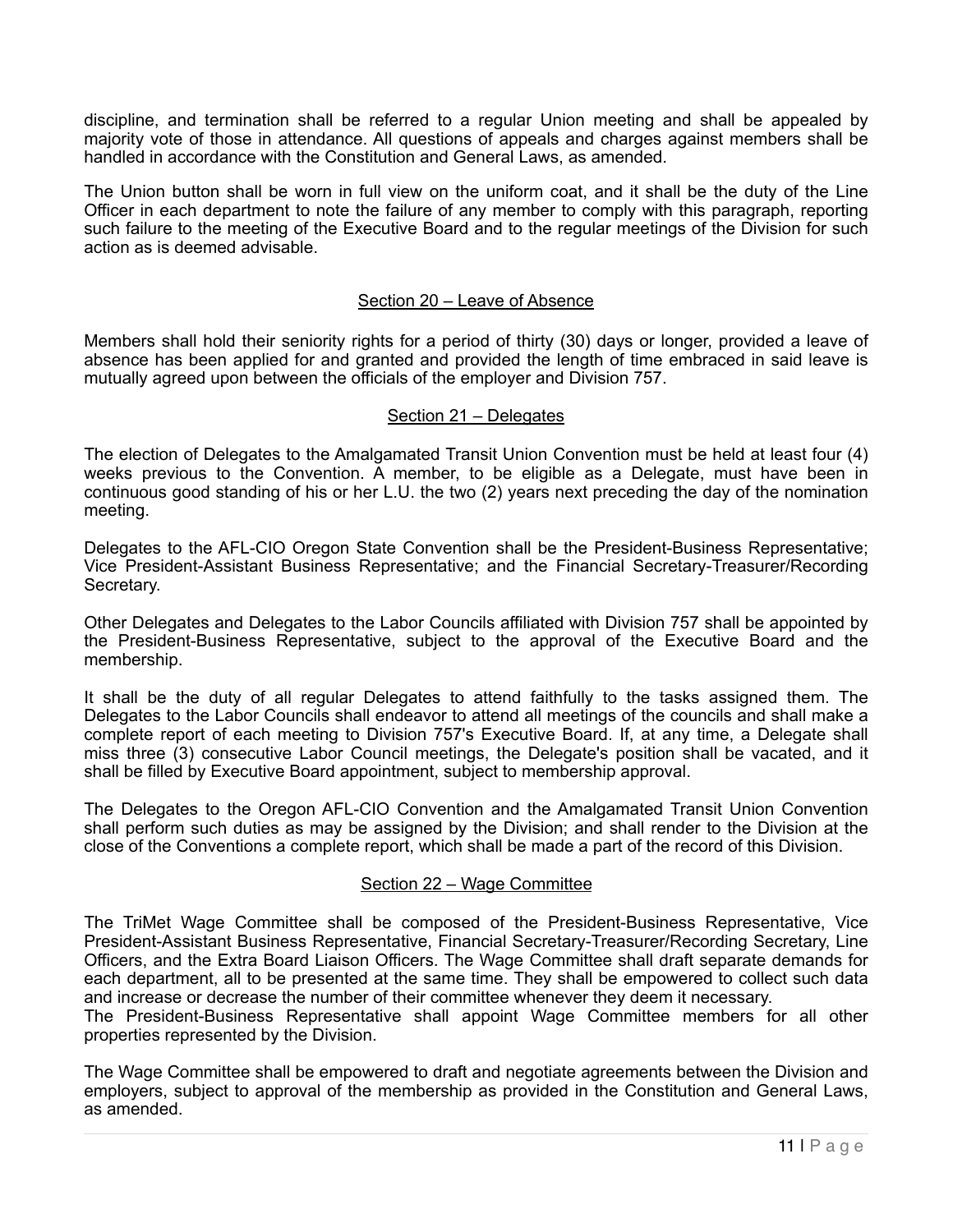discipline, and termination shall be referred to a regular Union meeting and shall be appealed by majority vote of those in attendance. All questions of appeals and charges against members shall be handled in accordance with the Constitution and General Laws, as amended.

The Union button shall be worn in full view on the uniform coat, and it shall be the duty of the Line Officer in each department to note the failure of any member to comply with this paragraph, reporting such failure to the meeting of the Executive Board and to the regular meetings of the Division for such action as is deemed advisable.

## Section 20 – Leave of Absence

Members shall hold their seniority rights for a period of thirty (30) days or longer, provided a leave of absence has been applied for and granted and provided the length of time embraced in said leave is mutually agreed upon between the officials of the employer and Division 757.

## Section 21 – Delegates

The election of Delegates to the Amalgamated Transit Union Convention must be held at least four (4) weeks previous to the Convention. A member, to be eligible as a Delegate, must have been in continuous good standing of his or her L.U. the two (2) years next preceding the day of the nomination meeting.

Delegates to the AFL-CIO Oregon State Convention shall be the President-Business Representative; Vice President-Assistant Business Representative; and the Financial Secretary-Treasurer/Recording Secretary.

Other Delegates and Delegates to the Labor Councils affiliated with Division 757 shall be appointed by the President-Business Representative, subject to the approval of the Executive Board and the membership.

It shall be the duty of all regular Delegates to attend faithfully to the tasks assigned them. The Delegates to the Labor Councils shall endeavor to attend all meetings of the councils and shall make a complete report of each meeting to Division 757's Executive Board. If, at any time, a Delegate shall miss three (3) consecutive Labor Council meetings, the Delegate's position shall be vacated, and it shall be filled by Executive Board appointment, subject to membership approval.

The Delegates to the Oregon AFL-CIO Convention and the Amalgamated Transit Union Convention shall perform such duties as may be assigned by the Division; and shall render to the Division at the close of the Conventions a complete report, which shall be made a part of the record of this Division.

## Section 22 – Wage Committee

The TriMet Wage Committee shall be composed of the President-Business Representative, Vice President-Assistant Business Representative, Financial Secretary-Treasurer/Recording Secretary, Line Officers, and the Extra Board Liaison Officers. The Wage Committee shall draft separate demands for each department, all to be presented at the same time. They shall be empowered to collect such data and increase or decrease the number of their committee whenever they deem it necessary.
The President-Business Representative shall appoint Wage Committee members for all other properties represented by the Division.

The Wage Committee shall be empowered to draft and negotiate agreements between the Division and employers, subject to approval of the membership as provided in the Constitution and General Laws, as amended.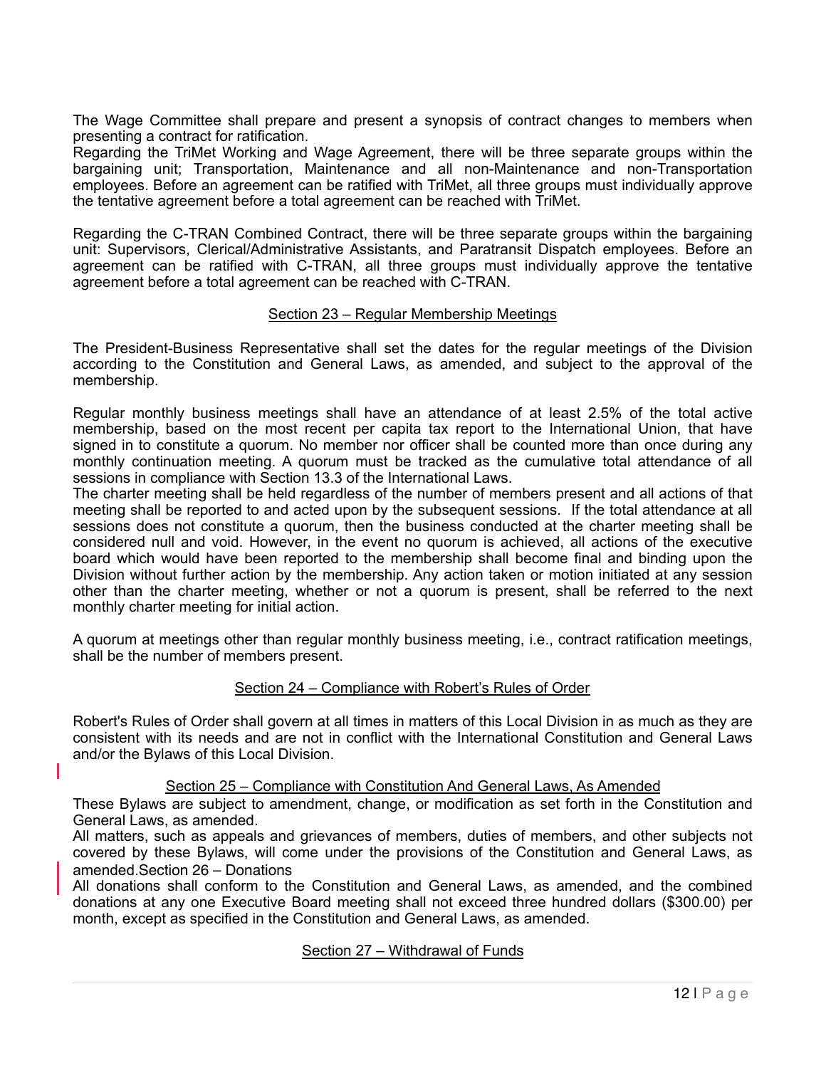The Wage Committee shall prepare and present a synopsis of contract changes to members when presenting a contract for ratification.

Regarding the TriMet Working and Wage Agreement, there will be three separate groups within the bargaining unit; Transportation, Maintenance and all non-Maintenance and non-Transportation employees. Before an agreement can be ratified with TriMet, all three groups must individually approve the tentative agreement before a total agreement can be reached with TriMet.

Regarding the C-TRAN Combined Contract, there will be three separate groups within the bargaining unit: Supervisors, Clerical/Administrative Assistants, and Paratransit Dispatch employees. Before an agreement can be ratified with C-TRAN, all three groups must individually approve the tentative agreement before a total agreement can be reached with C-TRAN.

## Section 23 – Regular Membership Meetings

The President-Business Representative shall set the dates for the regular meetings of the Division according to the Constitution and General Laws, as amended, and subject to the approval of the membership.

Regular monthly business meetings shall have an attendance of at least 2.5% of the total active membership, based on the most recent per capita tax report to the International Union, that have signed in to constitute a quorum. No member nor officer shall be counted more than once during any monthly continuation meeting. A quorum must be tracked as the cumulative total attendance of all sessions in compliance with Section 13.3 of the International Laws.

The charter meeting shall be held regardless of the number of members present and all actions of that meeting shall be reported to and acted upon by the subsequent sessions. If the total attendance at all sessions does not constitute a quorum, then the business conducted at the charter meeting shall be considered null and void. However, in the event no quorum is achieved, all actions of the executive board which would have been reported to the membership shall become final and binding upon the Division without further action by the membership. Any action taken or motion initiated at any session other than the charter meeting, whether or not a quorum is present, shall be referred to the next monthly charter meeting for initial action.

A quorum at meetings other than regular monthly business meeting, i.e., contract ratification meetings, shall be the number of members present.

## Section 24 – Compliance with Robert's Rules of Order

Robert's Rules of Order shall govern at all times in matters of this Local Division in as much as they are consistent with its needs and are not in conflict with the International Constitution and General Laws and/or the Bylaws of this Local Division.

## Section 25 – Compliance with Constitution And General Laws, As Amended

These Bylaws are subject to amendment, change, or modification as set forth in the Constitution and General Laws, as amended.

All matters, such as appeals and grievances of members, duties of members, and other subjects not covered by these Bylaws, will come under the provisions of the Constitution and General Laws, as amended.Section 26 – Donations

All donations shall conform to the Constitution and General Laws, as amended, and the combined donations at any one Executive Board meeting shall not exceed three hundred dollars ($300.00) per month, except as specified in the Constitution and General Laws, as amended.

## Section 27 – Withdrawal of Funds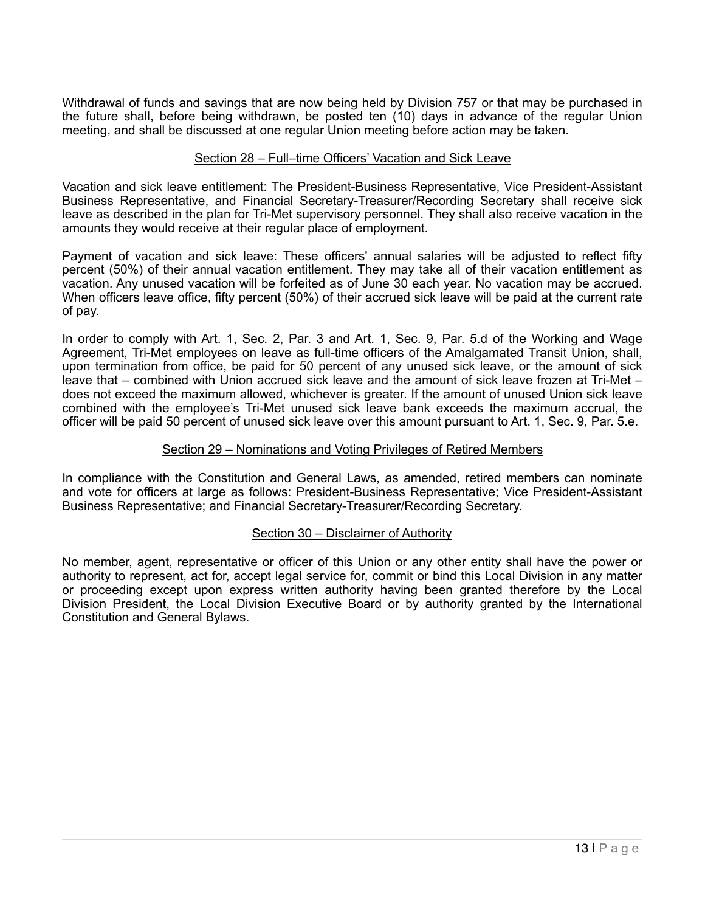Withdrawal of funds and savings that are now being held by Division 757 or that may be purchased in the future shall, before being withdrawn, be posted ten (10) days in advance of the regular Union meeting, and shall be discussed at one regular Union meeting before action may be taken.

## Section 28 – Full–time Officers' Vacation and Sick Leave

Vacation and sick leave entitlement: The President-Business Representative, Vice President-Assistant Business Representative, and Financial Secretary-Treasurer/Recording Secretary shall receive sick leave as described in the plan for Tri-Met supervisory personnel. They shall also receive vacation in the amounts they would receive at their regular place of employment.

Payment of vacation and sick leave: These officers' annual salaries will be adjusted to reflect fifty percent (50%) of their annual vacation entitlement. They may take all of their vacation entitlement as vacation. Any unused vacation will be forfeited as of June 30 each year. No vacation may be accrued. When officers leave office, fifty percent (50%) of their accrued sick leave will be paid at the current rate of pay.

In order to comply with Art. 1, Sec. 2, Par. 3 and Art. 1, Sec. 9, Par. 5.d of the Working and Wage Agreement, Tri-Met employees on leave as full-time officers of the Amalgamated Transit Union, shall, upon termination from office, be paid for 50 percent of any unused sick leave, or the amount of sick leave that – combined with Union accrued sick leave and the amount of sick leave frozen at Tri-Met – does not exceed the maximum allowed, whichever is greater. If the amount of unused Union sick leave combined with the employee's Tri-Met unused sick leave bank exceeds the maximum accrual, the officer will be paid 50 percent of unused sick leave over this amount pursuant to Art. 1, Sec. 9, Par. 5.e.

## Section 29 – Nominations and Voting Privileges of Retired Members

In compliance with the Constitution and General Laws, as amended, retired members can nominate and vote for officers at large as follows: President-Business Representative; Vice President-Assistant Business Representative; and Financial Secretary-Treasurer/Recording Secretary.

## Section 30 – Disclaimer of Authority

No member, agent, representative or officer of this Union or any other entity shall have the power or authority to represent, act for, accept legal service for, commit or bind this Local Division in any matter or proceeding except upon express written authority having been granted therefore by the Local Division President, the Local Division Executive Board or by authority granted by the International Constitution and General Bylaws.